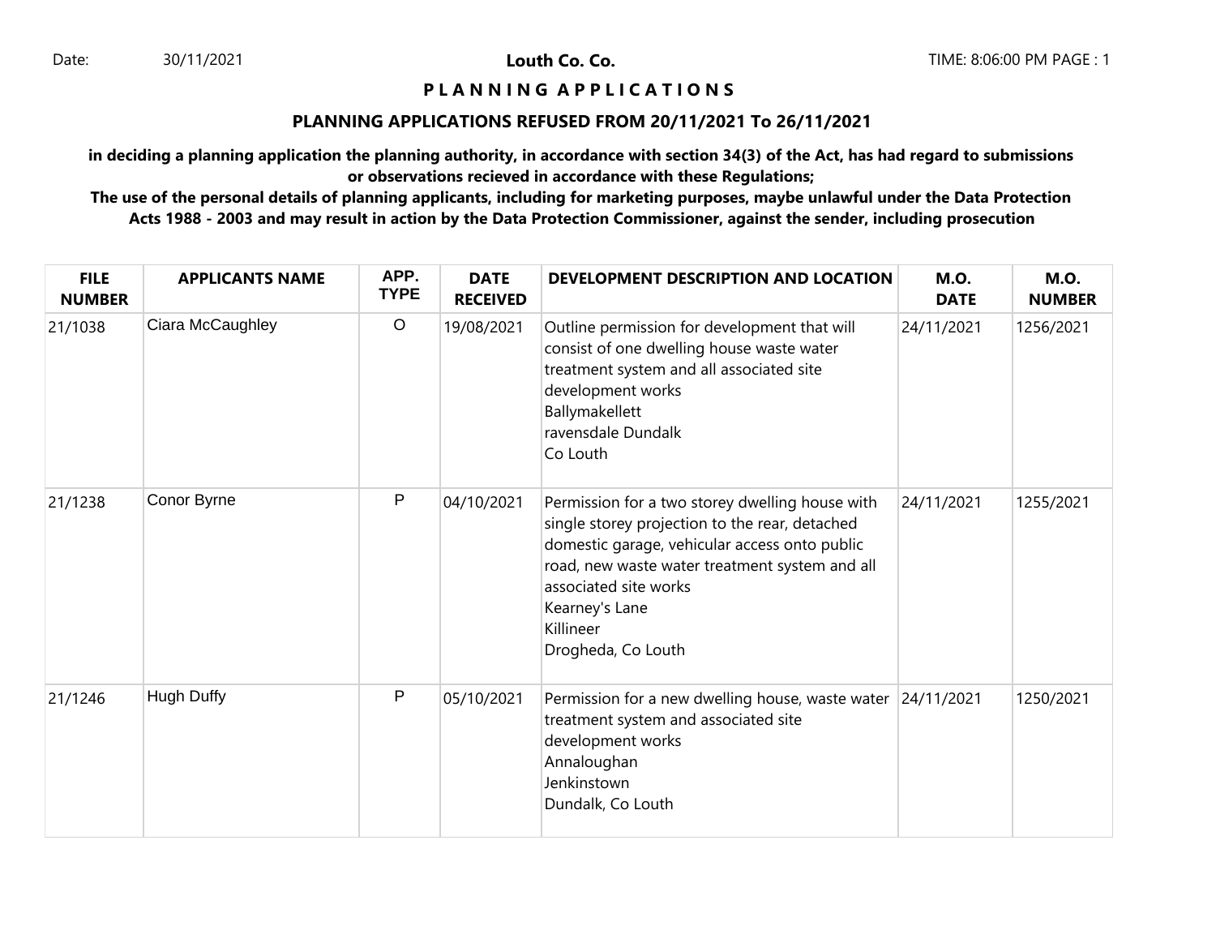Date: 30/11/2021 **Louth Co. Co.** TIME: 8:06:00 PM

# P L A N N I N G A P P L I C A T I O N S

## PLANNING APPLICATIONS REFUSED FROM 20/11/2021 To 26/11/2021

**in deciding a planning application the planning authority, in accordance with section 34(3) of the Act, has had regard to submissions or observations recieved in accordance with these Regulations;**

**The use of the personal details of planning applicants, including for marketing purposes, maybe unlawful under the Data Protection Acts 1988 - 2003 and may result in action by the Data Protection Commissioner, against the sender, including prosecution**

| FILE NUMBER | APPLICANTS NAME | APP. TYPE | DATE RECEIVED | DEVELOPMENT DESCRIPTION AND LOCATION | M.O. DATE | M.O. NUMBER |
|---|---|---|---|---|---|---|
| 21/1038 | Ciara McCaughley | O | 19/08/2021 | Outline permission for development that will consist of one dwelling house waste water treatment system and all associated site development works<br>Ballymakellett<br>ravensdale Dundalk<br>Co Louth | 24/11/2021 | 1256/2021 |
| 21/1238 | Conor Byrne | P | 04/10/2021 | Permission for a two storey dwelling house with single storey projection to the rear, detached domestic garage, vehicular access onto public road, new waste water treatment system and all associated site works<br>Kearney's Lane<br>Killineer<br>Drogheda, Co Louth | 24/11/2021 | 1255/2021 |
| 21/1246 | Hugh Duffy | P | 05/10/2021 | Permission for a new dwelling house, waste water treatment system and associated site development works<br>Annaloughan<br>Jenkinstown<br>Dundalk, Co Louth | 24/11/2021 | 1250/2021 |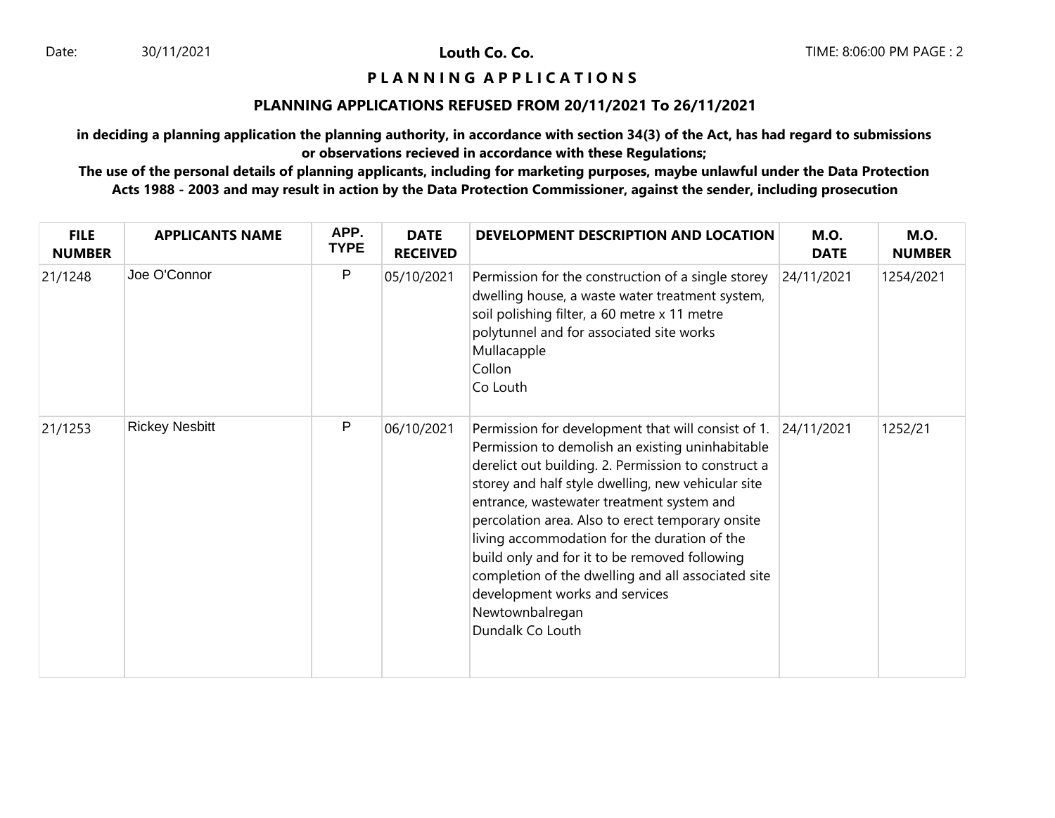# P L A N N I N G   A P P L I C A T I O N S

## PLANNING APPLICATIONS REFUSED FROM 20/11/2021 To 26/11/2021

**in deciding a planning application the planning authority, in accordance with section 34(3) of the Act, has had regard to submissions or observations recieved in accordance with these Regulations;**

**The use of the personal details of planning applicants, including for marketing purposes, maybe unlawful under the Data Protection Acts 1988 - 2003 and may result in action by the Data Protection Commissioner, against the sender, including prosecution**

| FILE NUMBER | APPLICANTS NAME | APP. TYPE | DATE RECEIVED | DEVELOPMENT DESCRIPTION AND LOCATION | M.O. DATE | M.O. NUMBER |
|---|---|---|---|---|---|---|
| 21/1248 | Joe O'Connor | P | 05/10/2021 | Permission for the construction of a single storey dwelling house, a waste water treatment system, soil polishing filter, a 60 metre x 11 metre polytunnel and for associated site works<br>Mullacapple<br>Collon<br>Co Louth | 24/11/2021 | 1254/2021 |
| 21/1253 | Rickey Nesbitt | P | 06/10/2021 | Permission for development that will consist of 1. Permission to demolish an existing uninhabitable derelict out building. 2. Permission to construct a storey and half style dwelling, new vehicular site entrance, wastewater treatment system and percolation area. Also to erect temporary onsite living accommodation for the duration of the build only and for it to be removed following completion of the dwelling and all associated site development works and services<br>Newtownbalregan<br>Dundalk Co Louth | 24/11/2021 | 1252/21 |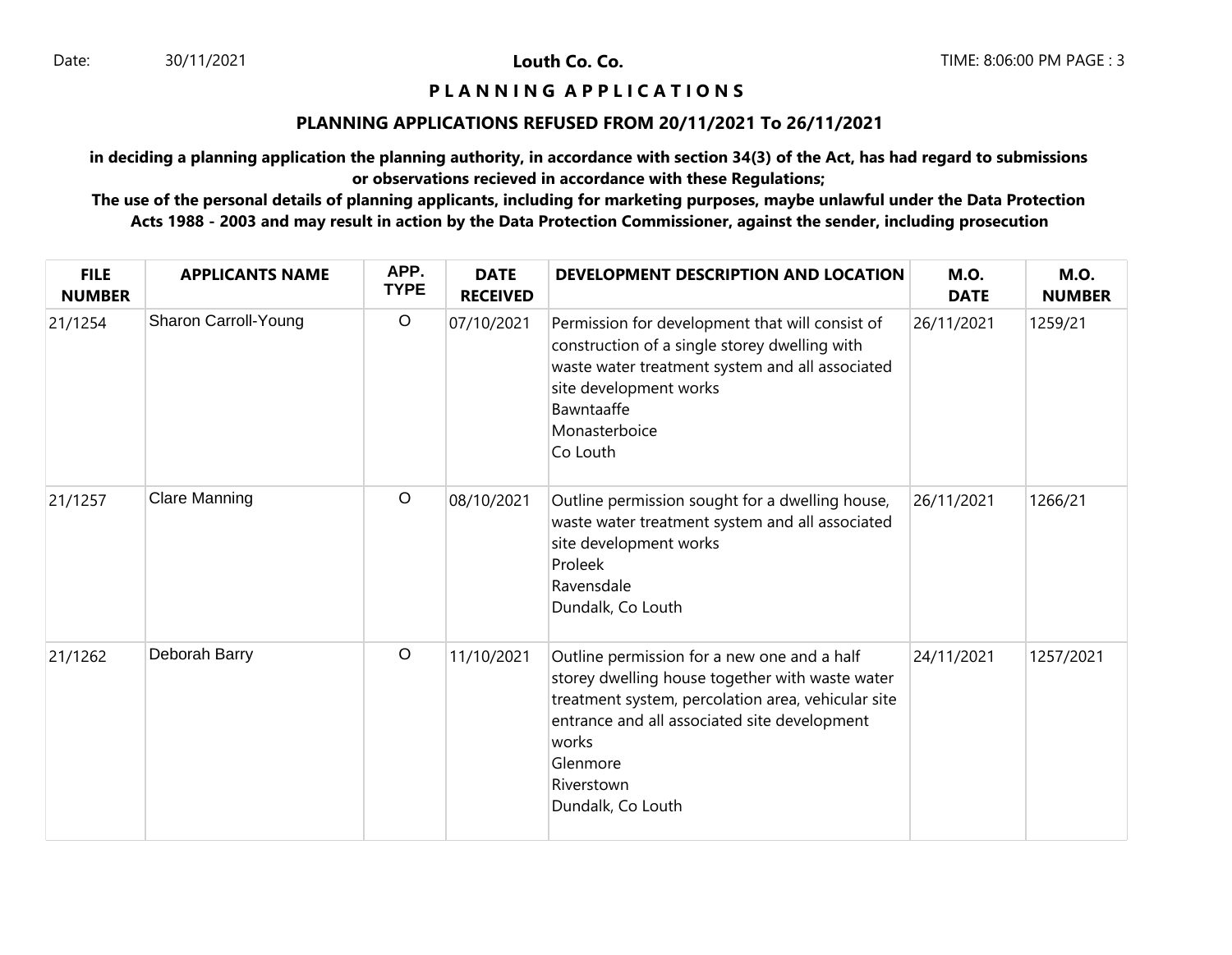# Louth Co. Co.

## P L A N N I N G   A P P L I C A T I O N S

### PLANNING APPLICATIONS REFUSED FROM 20/11/2021 To 26/11/2021

**in deciding a planning application the planning authority, in accordance with section 34(3) of the Act, has had regard to submissions or observations recieved in accordance with these Regulations;**

**The use of the personal details of planning applicants, including for marketing purposes, maybe unlawful under the Data Protection Acts 1988 - 2003 and may result in action by the Data Protection Commissioner, against the sender, including prosecution**

| FILE NUMBER | APPLICANTS NAME | APP. TYPE | DATE RECEIVED | DEVELOPMENT DESCRIPTION AND LOCATION | M.O. DATE | M.O. NUMBER |
|---|---|---|---|---|---|---|
| 21/1254 | Sharon Carroll-Young | O | 07/10/2021 | Permission for development that will consist of construction of a single storey dwelling with waste water treatment system and all associated site development works<br>Bawntaaffe<br>Monasterboice<br>Co Louth | 26/11/2021 | 1259/21 |
| 21/1257 | Clare Manning | O | 08/10/2021 | Outline permission sought for a dwelling house, waste water treatment system and all associated site development works<br>Proleek<br>Ravensdale<br>Dundalk, Co Louth | 26/11/2021 | 1266/21 |
| 21/1262 | Deborah Barry | O | 11/10/2021 | Outline permission for a new one and a half storey dwelling house together with waste water treatment system, percolation area, vehicular site entrance and all associated site development works<br>Glenmore<br>Riverstown<br>Dundalk, Co Louth | 24/11/2021 | 1257/2021 |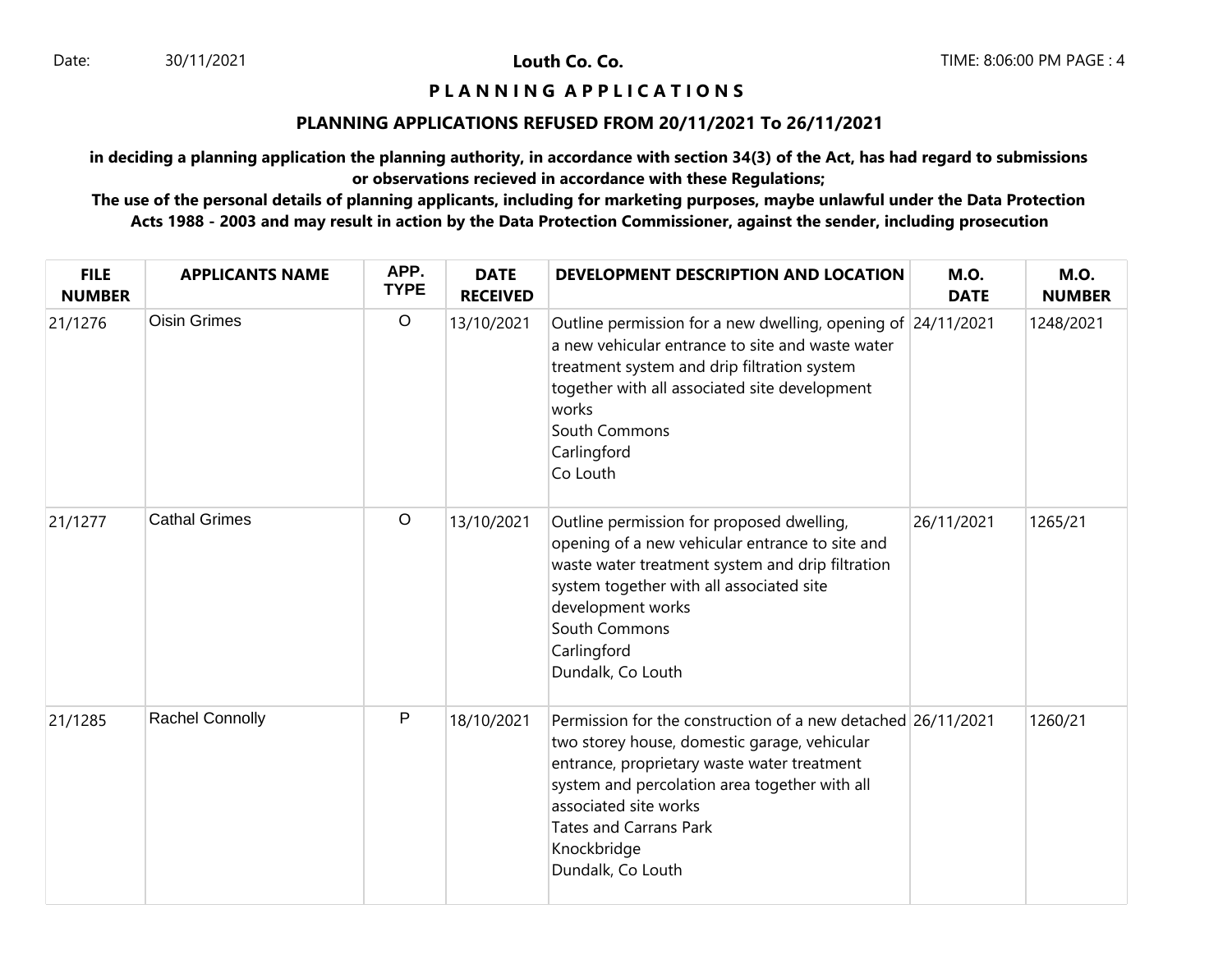Date: 30/11/2021

**Louth Co. Co.**

TIME: 8:06:00 PM PAGE : 4

# P L A N N I N G A P P L I C A T I O N S

## PLANNING APPLICATIONS REFUSED FROM 20/11/2021 To 26/11/2021

**in deciding a planning application the planning authority, in accordance with section 34(3) of the Act, has had regard to submissions or observations recieved in accordance with these Regulations;**

**The use of the personal details of planning applicants, including for marketing purposes, maybe unlawful under the Data Protection Acts 1988 - 2003 and may result in action by the Data Protection Commissioner, against the sender, including prosecution**

| FILE NUMBER | APPLICANTS NAME | APP. TYPE | DATE RECEIVED | DEVELOPMENT DESCRIPTION AND LOCATION | M.O. DATE | M.O. NUMBER |
|---|---|---|---|---|---|---|
| 21/1276 | Oisin Grimes | O | 13/10/2021 | Outline permission for a new dwelling, opening of a new vehicular entrance to site and waste water treatment system and drip filtration system together with all associated site development works<br>South Commons<br>Carlingford<br>Co Louth | 24/11/2021 | 1248/2021 |
| 21/1277 | Cathal Grimes | O | 13/10/2021 | Outline permission for proposed dwelling, opening of a new vehicular entrance to site and waste water treatment system and drip filtration system together with all associated site development works<br>South Commons<br>Carlingford<br>Dundalk, Co Louth | 26/11/2021 | 1265/21 |
| 21/1285 | Rachel Connolly | P | 18/10/2021 | Permission for the construction of a new detached two storey house, domestic garage, vehicular entrance, proprietary waste water treatment system and percolation area together with all associated site works<br>Tates and Carrans Park<br>Knockbridge<br>Dundalk, Co Louth | 26/11/2021 | 1260/21 |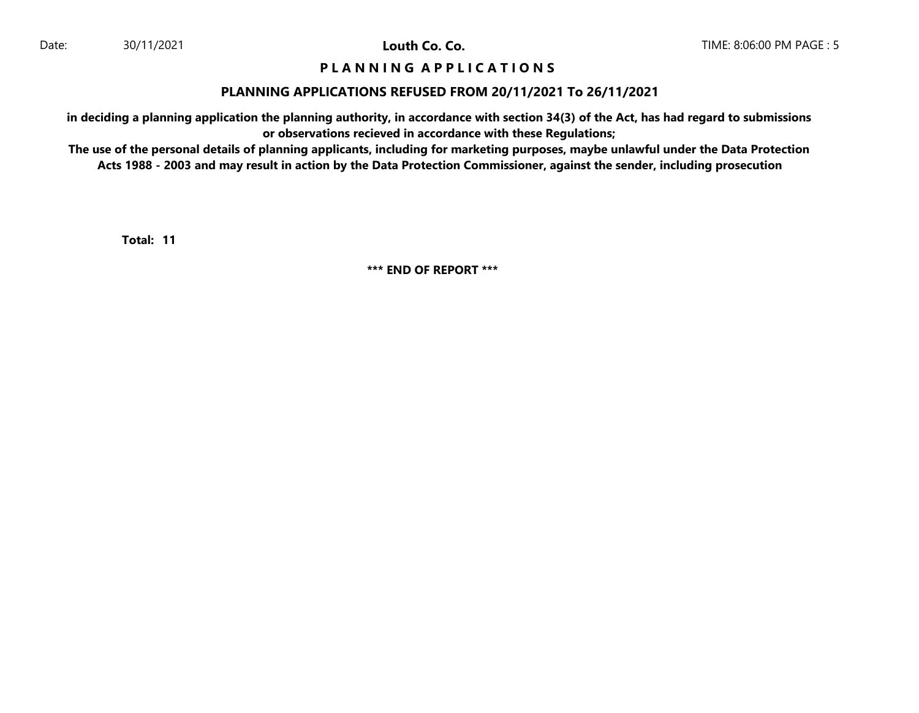# PLANNING APPLICATIONS

## PLANNING APPLICATIONS REFUSED FROM 20/11/2021 To 26/11/2021

**in deciding a planning application the planning authority, in accordance with section 34(3) of the Act, has had regard to submissions or observations recieved in accordance with these Regulations;**

**The use of the personal details of planning applicants, including for marketing purposes, maybe unlawful under the Data Protection Acts 1988 - 2003 and may result in action by the Data Protection Commissioner, against the sender, including prosecution**

**Total: 11**

**\*\*\* END OF REPORT \*\*\***